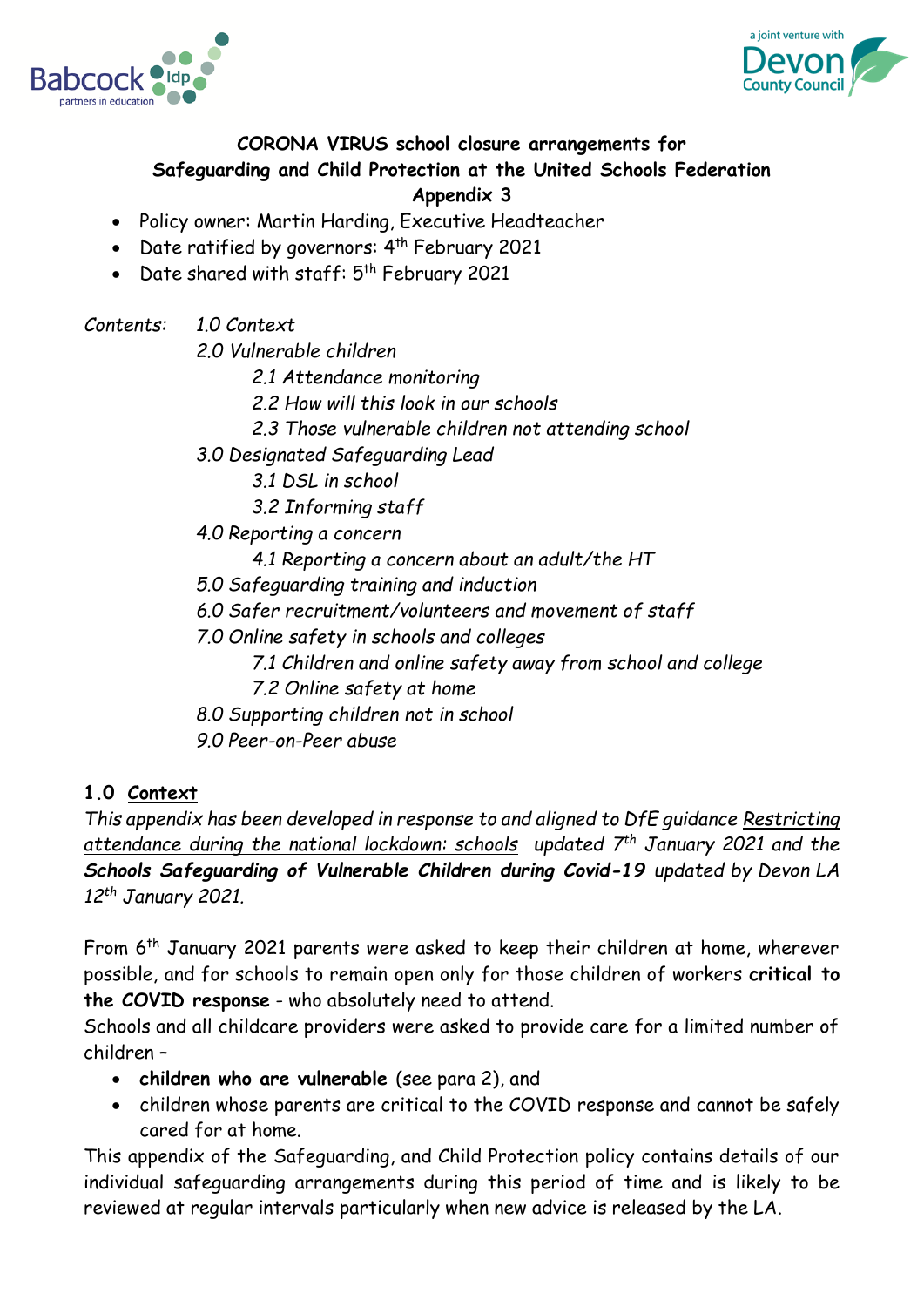**CORONA VIRUS school closure arrangements for Safeguarding and Child Protection at the United Schools Federation**
**Appendix 3**

- Policy owner: Martin Harding, Executive Headteacher
- Date ratified by governors: 4th February 2021
- Date shared with staff: 5th February 2021

*Contents:*
- *1.0 Context*
- *2.0 Vulnerable children*
  - *2.1 Attendance monitoring*
  - *2.2 How will this look in our schools*
  - *2.3 Those vulnerable children not attending school*
- *3.0 Designated Safeguarding Lead*
  - *3.1 DSL in school*
  - *3.2 Informing staff*
- *4.0 Reporting a concern*
  - *4.1 Reporting a concern about an adult/the HT*
- *5.0 Safeguarding training and induction*
- *6.0 Safer recruitment/volunteers and movement of staff*
- *7.0 Online safety in schools and colleges*
  - *7.1 Children and online safety away from school and college*
  - *7.2 Online safety at home*
- *8.0 Supporting children not in school*
- *9.0 Peer-on-Peer abuse*

## 1.0 Context

*This appendix has been developed in response to and aligned to DfE guidance Restricting attendance during the national lockdown: schools updated 7th January 2021 and the **Schools Safeguarding of Vulnerable Children during Covid-19** updated by Devon LA 12th January 2021.*

From 6th January 2021 parents were asked to keep their children at home, wherever possible, and for schools to remain open only for those children of workers **critical to the COVID response** - who absolutely need to attend.

Schools and all childcare providers were asked to provide care for a limited number of children –

- **children who are vulnerable** (see para 2), and
- children whose parents are critical to the COVID response and cannot be safely cared for at home.

This appendix of the Safeguarding, and Child Protection policy contains details of our individual safeguarding arrangements during this period of time and is likely to be reviewed at regular intervals particularly when new advice is released by the LA.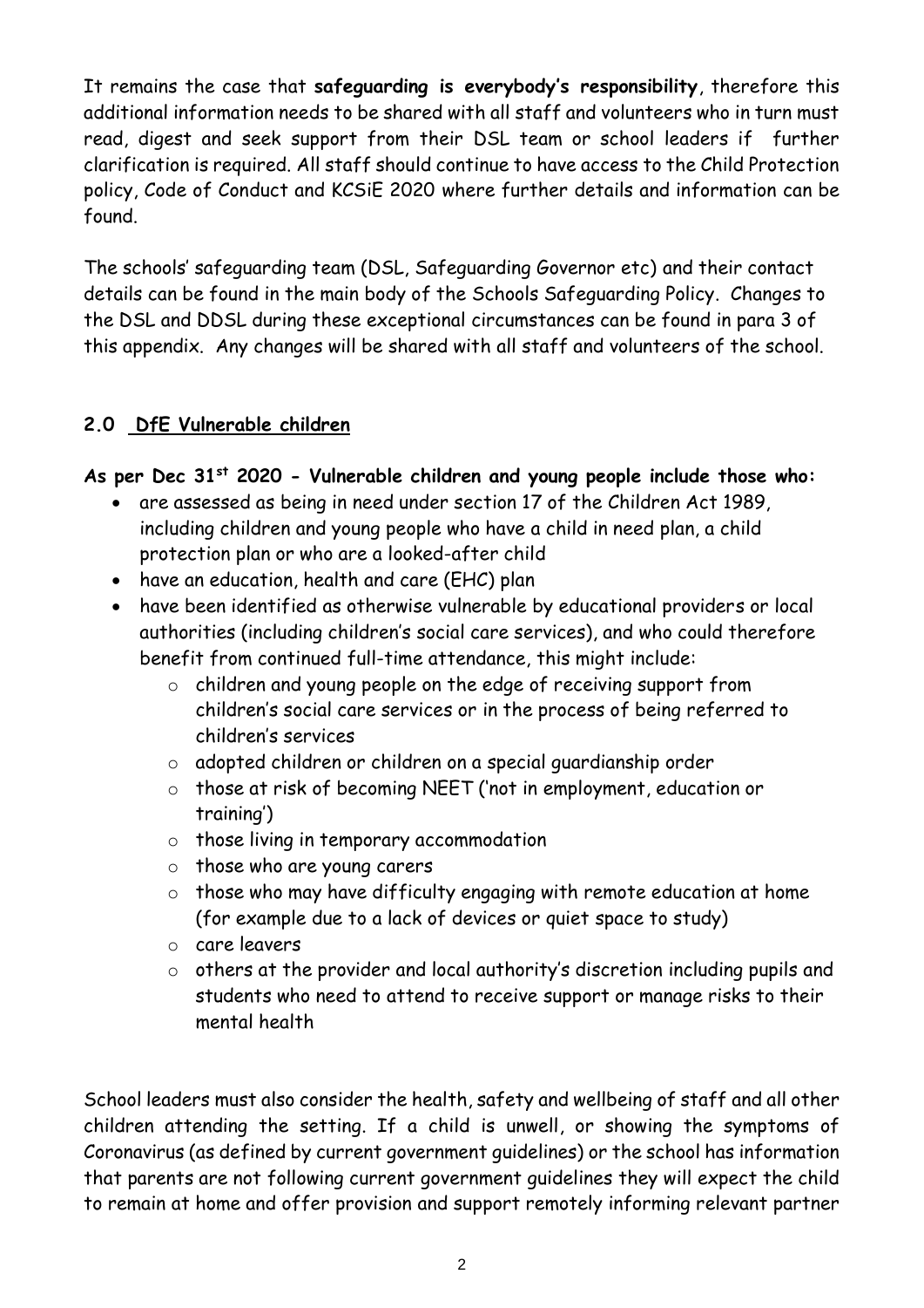It remains the case that **safeguarding is everybody's responsibility**, therefore this additional information needs to be shared with all staff and volunteers who in turn must read, digest and seek support from their DSL team or school leaders if further clarification is required. All staff should continue to have access to the Child Protection policy, Code of Conduct and KCSiE 2020 where further details and information can be found.

The schools' safeguarding team (DSL, Safeguarding Governor etc) and their contact details can be found in the main body of the Schools Safeguarding Policy. Changes to the DSL and DDSL during these exceptional circumstances can be found in para 3 of this appendix. Any changes will be shared with all staff and volunteers of the school.

## 2.0 DfE Vulnerable children

**As per Dec 31st 2020 - Vulnerable children and young people include those who:**

- are assessed as being in need under section 17 of the Children Act 1989, including children and young people who have a child in need plan, a child protection plan or who are a looked-after child
- have an education, health and care (EHC) plan
- have been identified as otherwise vulnerable by educational providers or local authorities (including children's social care services), and who could therefore benefit from continued full-time attendance, this might include:
  - children and young people on the edge of receiving support from children's social care services or in the process of being referred to children's services
  - adopted children or children on a special guardianship order
  - those at risk of becoming NEET ('not in employment, education or training')
  - those living in temporary accommodation
  - those who are young carers
  - those who may have difficulty engaging with remote education at home (for example due to a lack of devices or quiet space to study)
  - care leavers
  - others at the provider and local authority's discretion including pupils and students who need to attend to receive support or manage risks to their mental health

School leaders must also consider the health, safety and wellbeing of staff and all other children attending the setting. If a child is unwell, or showing the symptoms of Coronavirus (as defined by current government guidelines) or the school has information that parents are not following current government guidelines they will expect the child to remain at home and offer provision and support remotely informing relevant partner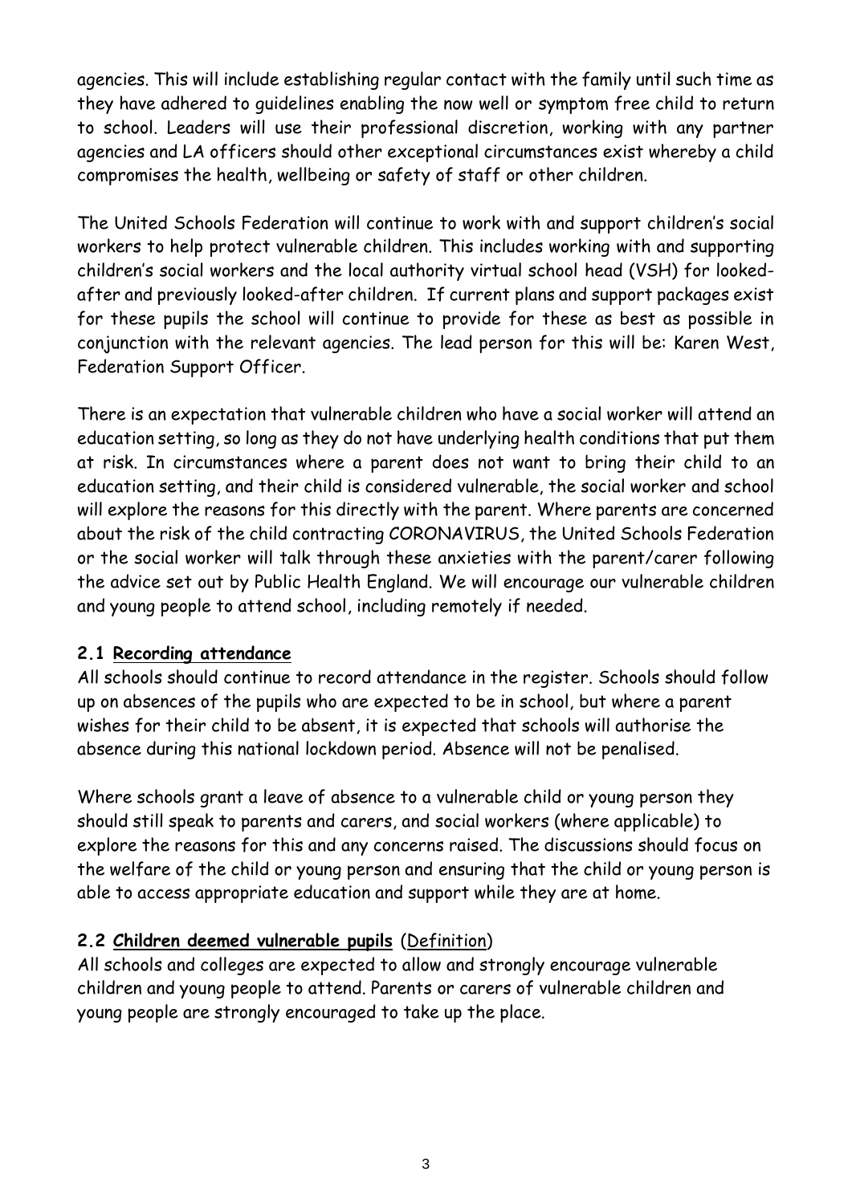agencies. This will include establishing regular contact with the family until such time as they have adhered to guidelines enabling the now well or symptom free child to return to school. Leaders will use their professional discretion, working with any partner agencies and LA officers should other exceptional circumstances exist whereby a child compromises the health, wellbeing or safety of staff or other children.

The United Schools Federation will continue to work with and support children's social workers to help protect vulnerable children. This includes working with and supporting children's social workers and the local authority virtual school head (VSH) for looked-after and previously looked-after children. If current plans and support packages exist for these pupils the school will continue to provide for these as best as possible in conjunction with the relevant agencies. The lead person for this will be: Karen West, Federation Support Officer.

There is an expectation that vulnerable children who have a social worker will attend an education setting, so long as they do not have underlying health conditions that put them at risk. In circumstances where a parent does not want to bring their child to an education setting, and their child is considered vulnerable, the social worker and school will explore the reasons for this directly with the parent. Where parents are concerned about the risk of the child contracting CORONAVIRUS, the United Schools Federation or the social worker will talk through these anxieties with the parent/carer following the advice set out by Public Health England. We will encourage our vulnerable children and young people to attend school, including remotely if needed.

### 2.1 Recording attendance

All schools should continue to record attendance in the register. Schools should follow up on absences of the pupils who are expected to be in school, but where a parent wishes for their child to be absent, it is expected that schools will authorise the absence during this national lockdown period. Absence will not be penalised.

Where schools grant a leave of absence to a vulnerable child or young person they should still speak to parents and carers, and social workers (where applicable) to explore the reasons for this and any concerns raised. The discussions should focus on the welfare of the child or young person and ensuring that the child or young person is able to access appropriate education and support while they are at home.

### 2.2 Children deemed vulnerable pupils (Definition)

All schools and colleges are expected to allow and strongly encourage vulnerable children and young people to attend. Parents or carers of vulnerable children and young people are strongly encouraged to take up the place.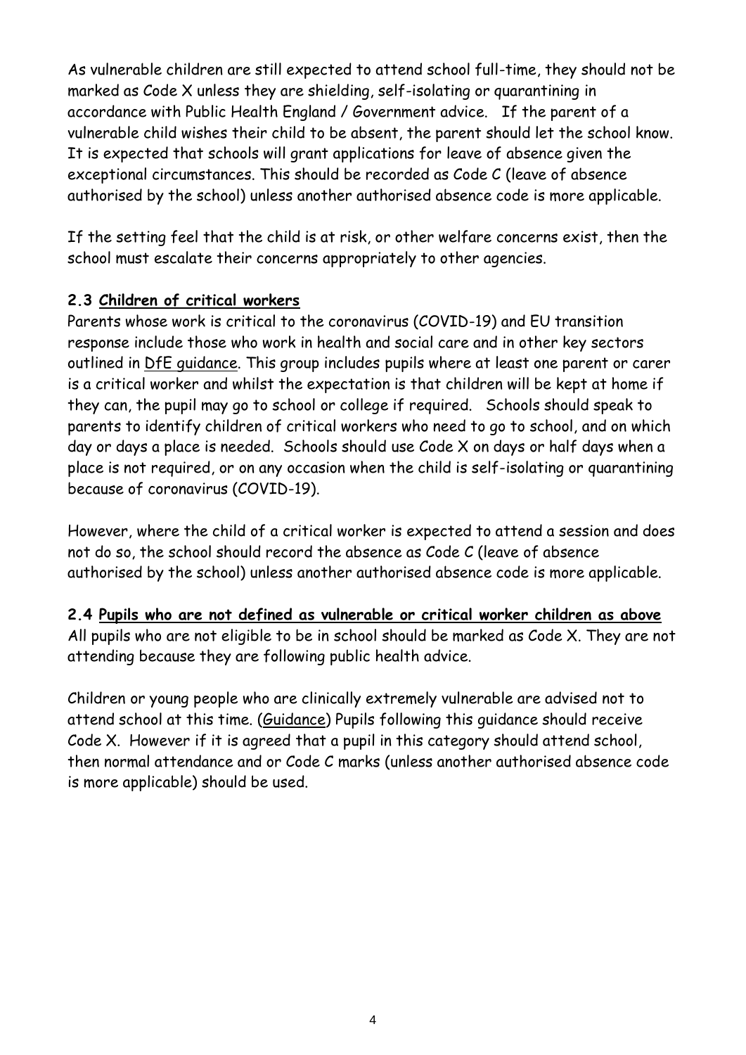As vulnerable children are still expected to attend school full-time, they should not be marked as Code X unless they are shielding, self-isolating or quarantining in accordance with Public Health England / Government advice. If the parent of a vulnerable child wishes their child to be absent, the parent should let the school know. It is expected that schools will grant applications for leave of absence given the exceptional circumstances. This should be recorded as Code C (leave of absence authorised by the school) unless another authorised absence code is more applicable.

If the setting feel that the child is at risk, or other welfare concerns exist, then the school must escalate their concerns appropriately to other agencies.

### 2.3 <u>Children of critical workers</u>

Parents whose work is critical to the coronavirus (COVID-19) and EU transition response include those who work in health and social care and in other key sectors outlined in DfE guidance. This group includes pupils where at least one parent or carer is a critical worker and whilst the expectation is that children will be kept at home if they can, the pupil may go to school or college if required. Schools should speak to parents to identify children of critical workers who need to go to school, and on which day or days a place is needed. Schools should use Code X on days or half days when a place is not required, or on any occasion when the child is self-isolating or quarantining because of coronavirus (COVID-19).

However, where the child of a critical worker is expected to attend a session and does not do so, the school should record the absence as Code C (leave of absence authorised by the school) unless another authorised absence code is more applicable.

### 2.4 <u>Pupils who are not defined as vulnerable or critical worker children as above</u>

All pupils who are not eligible to be in school should be marked as Code X. They are not attending because they are following public health advice.

Children or young people who are clinically extremely vulnerable are advised not to attend school at this time. (Guidance) Pupils following this guidance should receive Code X. However if it is agreed that a pupil in this category should attend school, then normal attendance and or Code C marks (unless another authorised absence code is more applicable) should be used.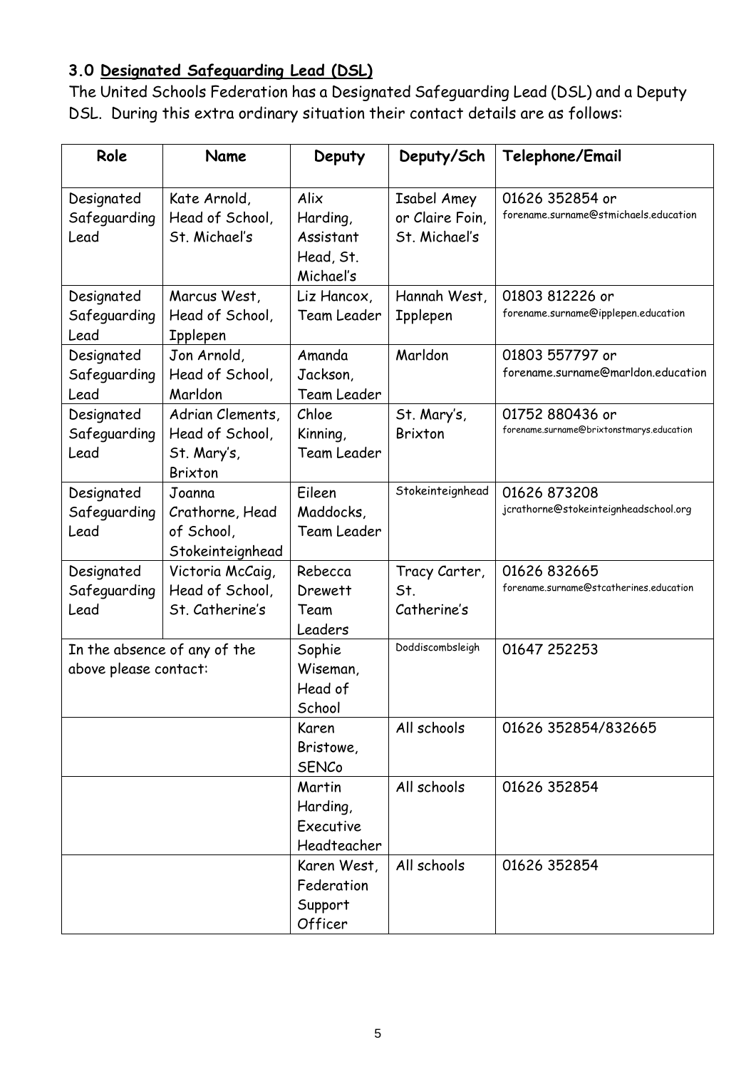### 3.0 **Designated Safeguarding Lead (DSL)**

The United Schools Federation has a Designated Safeguarding Lead (DSL) and a Deputy DSL. During this extra ordinary situation their contact details are as follows:

| Role | Name | Deputy | Deputy/Sch | Telephone/Email |
|---|---|---|---|---|
| Designated Safeguarding Lead | Kate Arnold, Head of School, St. Michael's | Alix Harding, Assistant Head, St. Michael's | Isabel Amey or Claire Foin, St. Michael's | 01626 352854 or forename.surname@stmichaels.education |
| Designated Safeguarding Lead | Marcus West, Head of School, Ipplepen | Liz Hancox, Team Leader | Hannah West, Ipplepen | 01803 812226 or forename.surname@ipplepen.education |
| Designated Safeguarding Lead | Jon Arnold, Head of School, Marldon | Amanda Jackson, Team Leader | Marldon | 01803 557797 or forename.surname@marldon.education |
| Designated Safeguarding Lead | Adrian Clements, Head of School, St. Mary's, Brixton | Chloe Kinning, Team Leader | St. Mary's, Brixton | 01752 880436 or forename.surname@brixtonstmarys.education |
| Designated Safeguarding Lead | Joanna Crathorne, Head of School, Stokeinteignhead | Eileen Maddocks, Team Leader | Stokeinteignhead | 01626 873208 jcrathorne@stokeinteignheadschool.org |
| Designated Safeguarding Lead | Victoria McCaig, Head of School, St. Catherine's | Rebecca Drewett Team Leaders | Tracy Carter, St. Catherine's | 01626 832665 forename.surname@stcatherines.education |
| In the absence of any of the above please contact: | | Sophie Wiseman, Head of School | Doddiscombsleigh | 01647 252253 |
| | | Karen Bristowe, SENCo | All schools | 01626 352854/832665 |
| | | Martin Harding, Executive Headteacher | All schools | 01626 352854 |
| | | Karen West, Federation Support Officer | All schools | 01626 352854 |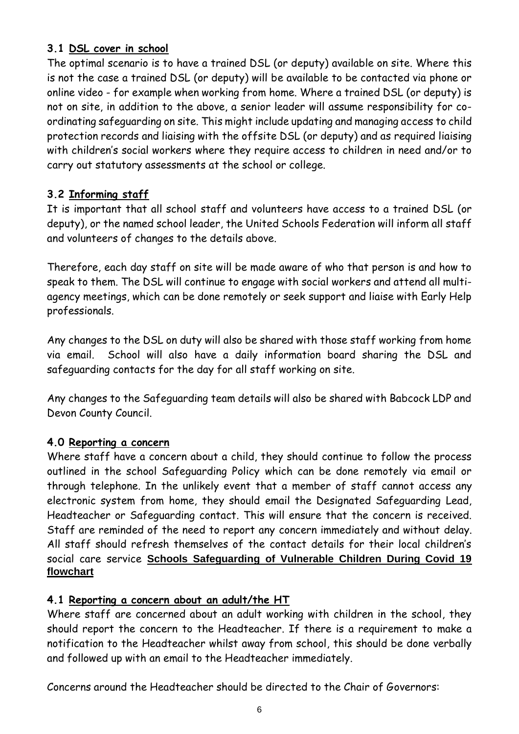### 3.1 DSL cover in school

The optimal scenario is to have a trained DSL (or deputy) available on site. Where this is not the case a trained DSL (or deputy) will be available to be contacted via phone or online video - for example when working from home. Where a trained DSL (or deputy) is not on site, in addition to the above, a senior leader will assume responsibility for co-ordinating safeguarding on site. This might include updating and managing access to child protection records and liaising with the offsite DSL (or deputy) and as required liaising with children's social workers where they require access to children in need and/or to carry out statutory assessments at the school or college.

### 3.2 Informing staff

It is important that all school staff and volunteers have access to a trained DSL (or deputy), or the named school leader, the United Schools Federation will inform all staff and volunteers of changes to the details above.

Therefore, each day staff on site will be made aware of who that person is and how to speak to them. The DSL will continue to engage with social workers and attend all multi-agency meetings, which can be done remotely or seek support and liaise with Early Help professionals.

Any changes to the DSL on duty will also be shared with those staff working from home via email. School will also have a daily information board sharing the DSL and safeguarding contacts for the day for all staff working on site.

Any changes to the Safeguarding team details will also be shared with Babcock LDP and Devon County Council.

### 4.0 Reporting a concern

Where staff have a concern about a child, they should continue to follow the process outlined in the school Safeguarding Policy which can be done remotely via email or through telephone. In the unlikely event that a member of staff cannot access any electronic system from home, they should email the Designated Safeguarding Lead, Headteacher or Safeguarding contact. This will ensure that the concern is received. Staff are reminded of the need to report any concern immediately and without delay. All staff should refresh themselves of the contact details for their local children's social care service **Schools Safeguarding of Vulnerable Children During Covid 19 flowchart**

### 4.1 Reporting a concern about an adult/the HT

Where staff are concerned about an adult working with children in the school, they should report the concern to the Headteacher. If there is a requirement to make a notification to the Headteacher whilst away from school, this should be done verbally and followed up with an email to the Headteacher immediately.

Concerns around the Headteacher should be directed to the Chair of Governors: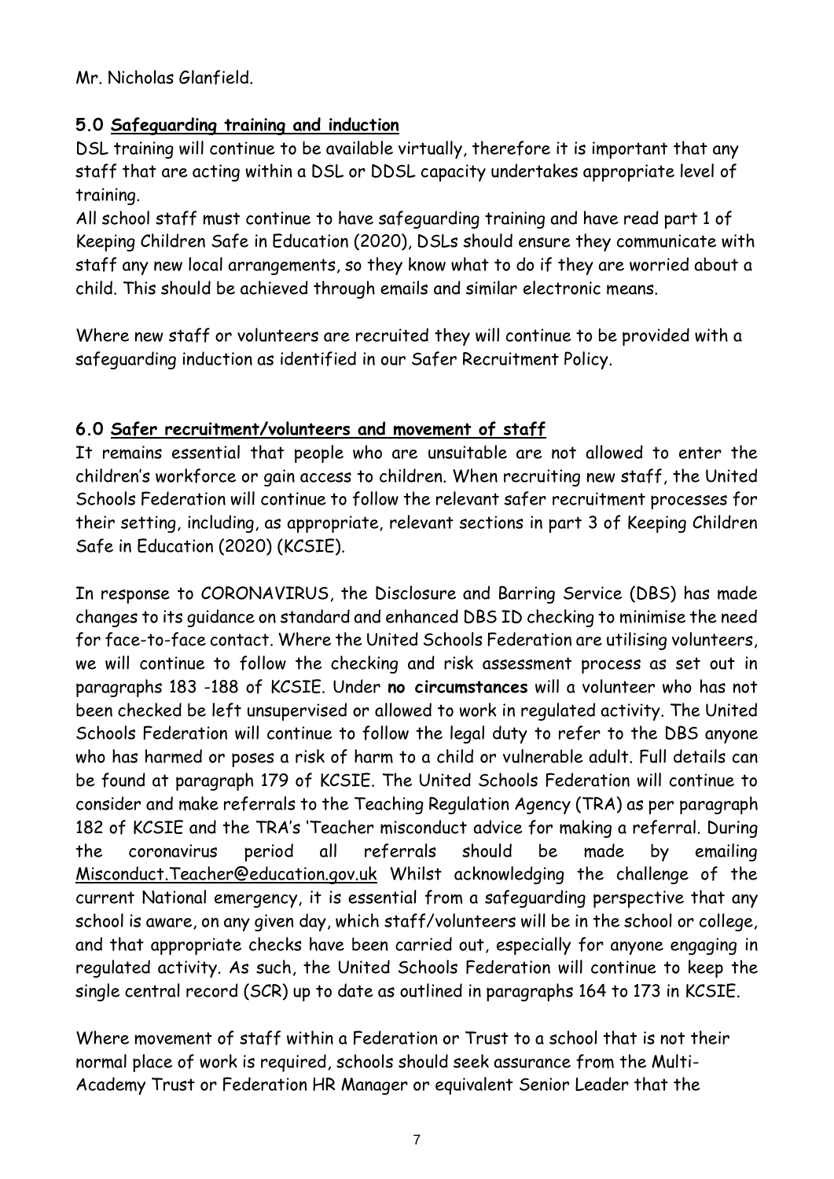Mr. Nicholas Glanfield.

## 5.0 Safeguarding training and induction

DSL training will continue to be available virtually, therefore it is important that any staff that are acting within a DSL or DDSL capacity undertakes appropriate level of training.

All school staff must continue to have safeguarding training and have read part 1 of Keeping Children Safe in Education (2020), DSLs should ensure they communicate with staff any new local arrangements, so they know what to do if they are worried about a child. This should be achieved through emails and similar electronic means.

Where new staff or volunteers are recruited they will continue to be provided with a safeguarding induction as identified in our Safer Recruitment Policy.

## 6.0 Safer recruitment/volunteers and movement of staff

It remains essential that people who are unsuitable are not allowed to enter the children's workforce or gain access to children. When recruiting new staff, the United Schools Federation will continue to follow the relevant safer recruitment processes for their setting, including, as appropriate, relevant sections in part 3 of Keeping Children Safe in Education (2020) (KCSIE).

In response to CORONAVIRUS, the Disclosure and Barring Service (DBS) has made changes to its guidance on standard and enhanced DBS ID checking to minimise the need for face-to-face contact. Where the United Schools Federation are utilising volunteers, we will continue to follow the checking and risk assessment process as set out in paragraphs 183 -188 of KCSIE. Under **no circumstances** will a volunteer who has not been checked be left unsupervised or allowed to work in regulated activity. The United Schools Federation will continue to follow the legal duty to refer to the DBS anyone who has harmed or poses a risk of harm to a child or vulnerable adult. Full details can be found at paragraph 179 of KCSIE. The United Schools Federation will continue to consider and make referrals to the Teaching Regulation Agency (TRA) as per paragraph 182 of KCSIE and the TRA's 'Teacher misconduct advice for making a referral. During the coronavirus period all referrals should be made by emailing Misconduct.Teacher@education.gov.uk Whilst acknowledging the challenge of the current National emergency, it is essential from a safeguarding perspective that any school is aware, on any given day, which staff/volunteers will be in the school or college, and that appropriate checks have been carried out, especially for anyone engaging in regulated activity. As such, the United Schools Federation will continue to keep the single central record (SCR) up to date as outlined in paragraphs 164 to 173 in KCSIE.

Where movement of staff within a Federation or Trust to a school that is not their normal place of work is required, schools should seek assurance from the Multi-Academy Trust or Federation HR Manager or equivalent Senior Leader that the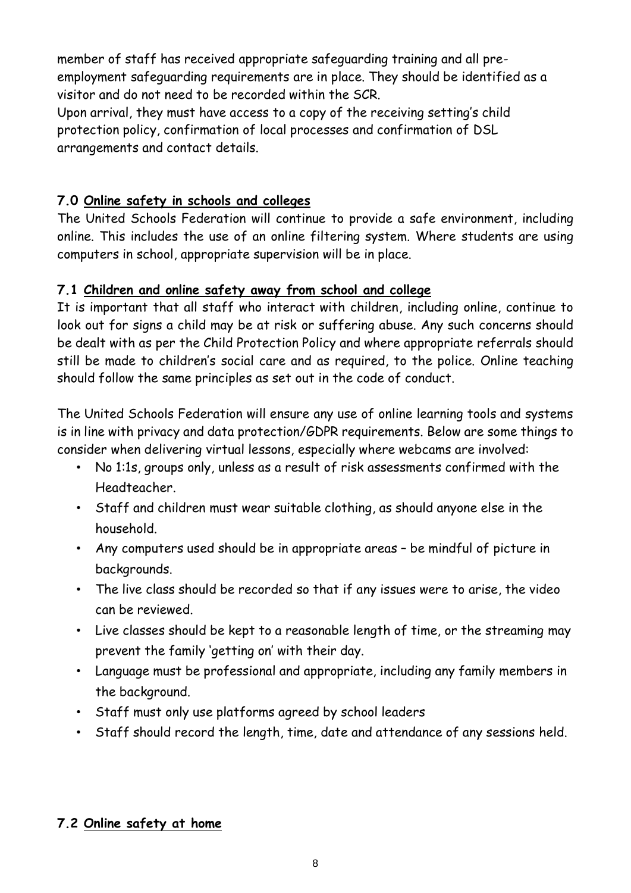member of staff has received appropriate safeguarding training and all pre-employment safeguarding requirements are in place. They should be identified as a visitor and do not need to be recorded within the SCR.
Upon arrival, they must have access to a copy of the receiving setting's child protection policy, confirmation of local processes and confirmation of DSL arrangements and contact details.

### 7.0 Online safety in schools and colleges

The United Schools Federation will continue to provide a safe environment, including online. This includes the use of an online filtering system. Where students are using computers in school, appropriate supervision will be in place.

### 7.1 Children and online safety away from school and college

It is important that all staff who interact with children, including online, continue to look out for signs a child may be at risk or suffering abuse. Any such concerns should be dealt with as per the Child Protection Policy and where appropriate referrals should still be made to children's social care and as required, to the police. Online teaching should follow the same principles as set out in the code of conduct.

The United Schools Federation will ensure any use of online learning tools and systems is in line with privacy and data protection/GDPR requirements. Below are some things to consider when delivering virtual lessons, especially where webcams are involved:

- No 1:1s, groups only, unless as a result of risk assessments confirmed with the Headteacher.
- Staff and children must wear suitable clothing, as should anyone else in the household.
- Any computers used should be in appropriate areas – be mindful of picture in backgrounds.
- The live class should be recorded so that if any issues were to arise, the video can be reviewed.
- Live classes should be kept to a reasonable length of time, or the streaming may prevent the family 'getting on' with their day.
- Language must be professional and appropriate, including any family members in the background.
- Staff must only use platforms agreed by school leaders
- Staff should record the length, time, date and attendance of any sessions held.

### 7.2 Online safety at home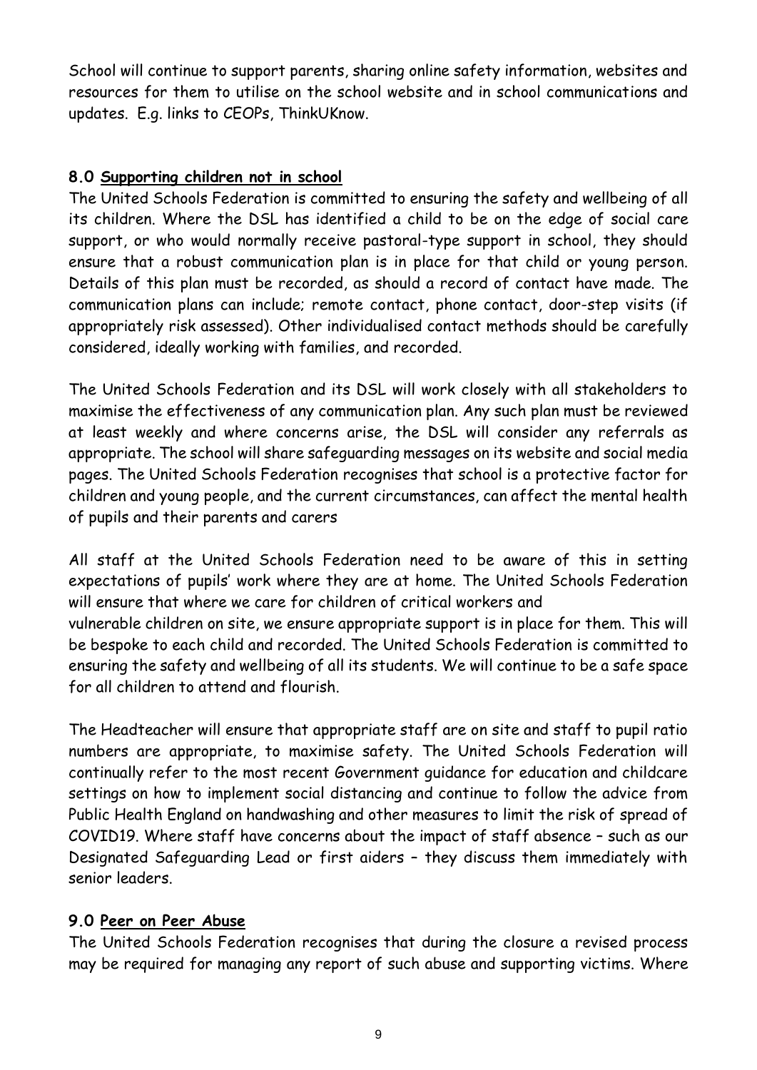School will continue to support parents, sharing online safety information, websites and resources for them to utilise on the school website and in school communications and updates. E.g. links to CEOPs, ThinkUKnow.

## 8.0 Supporting children not in school

The United Schools Federation is committed to ensuring the safety and wellbeing of all its children. Where the DSL has identified a child to be on the edge of social care support, or who would normally receive pastoral-type support in school, they should ensure that a robust communication plan is in place for that child or young person. Details of this plan must be recorded, as should a record of contact have made. The communication plans can include; remote contact, phone contact, door-step visits (if appropriately risk assessed). Other individualised contact methods should be carefully considered, ideally working with families, and recorded.

The United Schools Federation and its DSL will work closely with all stakeholders to maximise the effectiveness of any communication plan. Any such plan must be reviewed at least weekly and where concerns arise, the DSL will consider any referrals as appropriate. The school will share safeguarding messages on its website and social media pages. The United Schools Federation recognises that school is a protective factor for children and young people, and the current circumstances, can affect the mental health of pupils and their parents and carers

All staff at the United Schools Federation need to be aware of this in setting expectations of pupils' work where they are at home. The United Schools Federation will ensure that where we care for children of critical workers and
vulnerable children on site, we ensure appropriate support is in place for them. This will be bespoke to each child and recorded. The United Schools Federation is committed to ensuring the safety and wellbeing of all its students. We will continue to be a safe space for all children to attend and flourish.

The Headteacher will ensure that appropriate staff are on site and staff to pupil ratio numbers are appropriate, to maximise safety. The United Schools Federation will continually refer to the most recent Government guidance for education and childcare settings on how to implement social distancing and continue to follow the advice from Public Health England on handwashing and other measures to limit the risk of spread of COVID19. Where staff have concerns about the impact of staff absence – such as our Designated Safeguarding Lead or first aiders – they discuss them immediately with senior leaders.

## 9.0 Peer on Peer Abuse

The United Schools Federation recognises that during the closure a revised process may be required for managing any report of such abuse and supporting victims. Where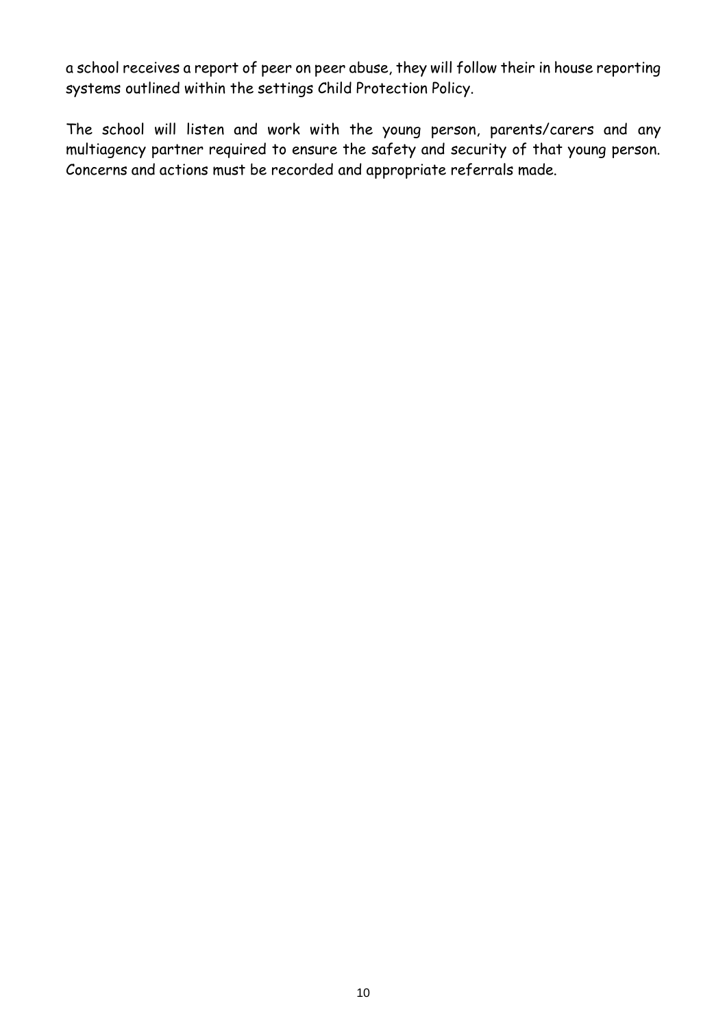a school receives a report of peer on peer abuse, they will follow their in house reporting systems outlined within the settings Child Protection Policy.

The school will listen and work with the young person, parents/carers and any multiagency partner required to ensure the safety and security of that young person. Concerns and actions must be recorded and appropriate referrals made.